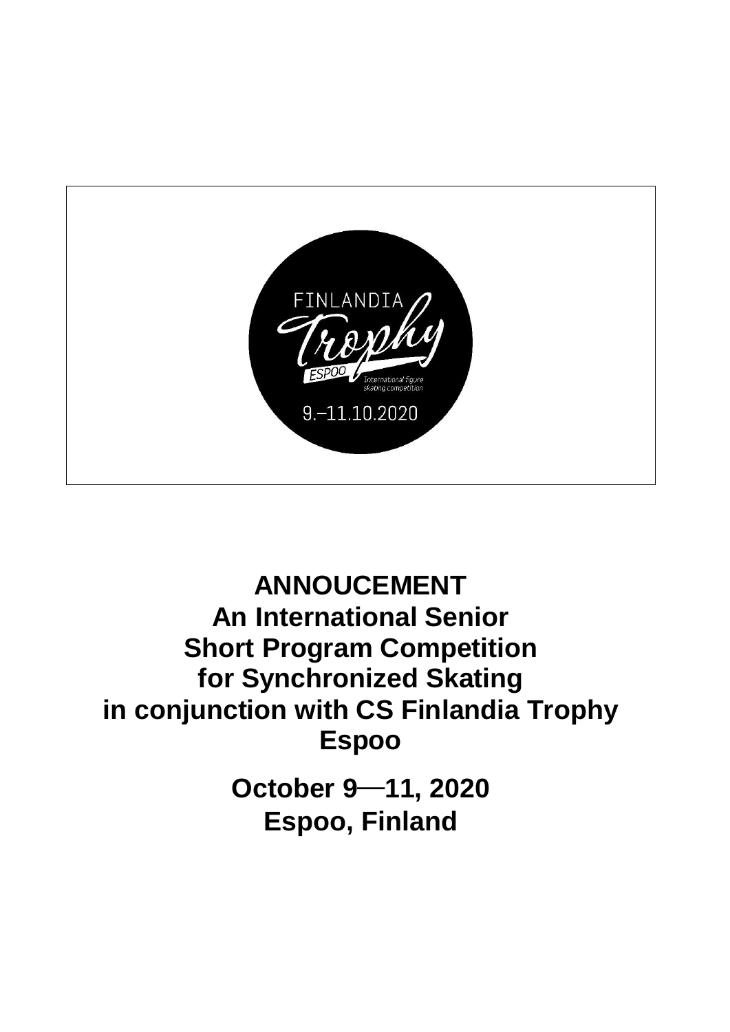FINLANDIA Trophy ESPOO International figure skating competition 9.–11.10.2020

# ANNOUCEMENT
# An International Senior Short Program Competition for Synchronized Skating in conjunction with CS Finlandia Trophy Espoo

## October 9—11, 2020
## Espoo, Finland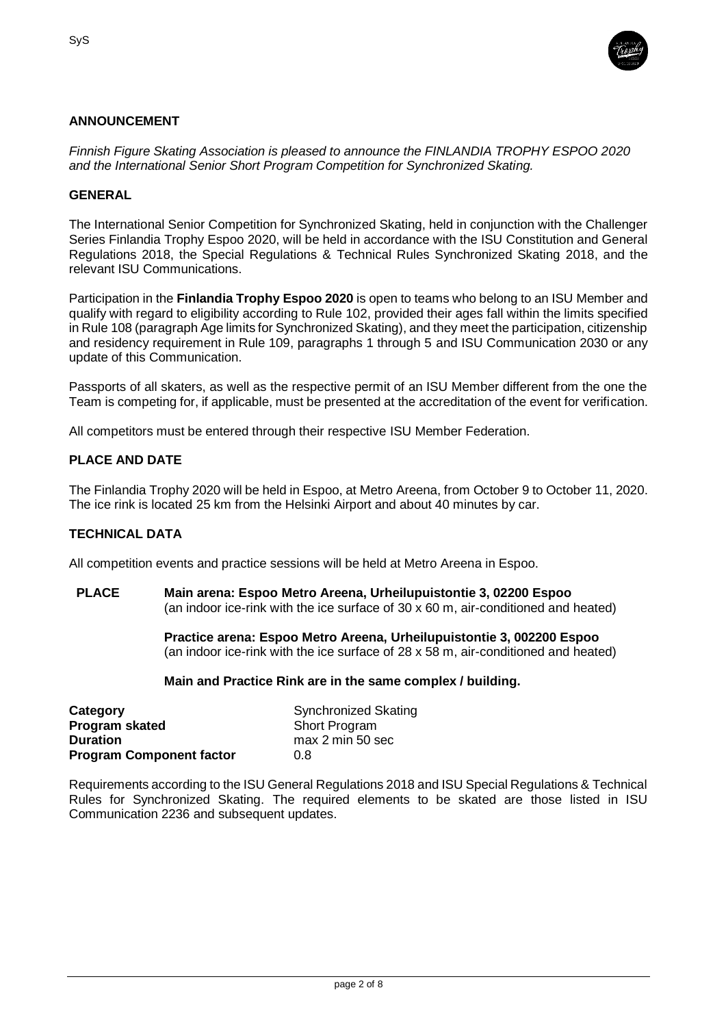## ANNOUNCEMENT

*Finnish Figure Skating Association is pleased to announce the FINLANDIA TROPHY ESPOO 2020 and the International Senior Short Program Competition for Synchronized Skating.*

## GENERAL

The International Senior Competition for Synchronized Skating, held in conjunction with the Challenger Series Finlandia Trophy Espoo 2020, will be held in accordance with the ISU Constitution and General Regulations 2018, the Special Regulations & Technical Rules Synchronized Skating 2018, and the relevant ISU Communications.

Participation in the **Finlandia Trophy Espoo 2020** is open to teams who belong to an ISU Member and qualify with regard to eligibility according to Rule 102, provided their ages fall within the limits specified in Rule 108 (paragraph Age limits for Synchronized Skating), and they meet the participation, citizenship and residency requirement in Rule 109, paragraphs 1 through 5 and ISU Communication 2030 or any update of this Communication.

Passports of all skaters, as well as the respective permit of an ISU Member different from the one the Team is competing for, if applicable, must be presented at the accreditation of the event for verification.

All competitors must be entered through their respective ISU Member Federation.

## PLACE AND DATE

The Finlandia Trophy 2020 will be held in Espoo, at Metro Areena, from October 9 to October 11, 2020. The ice rink is located 25 km from the Helsinki Airport and about 40 minutes by car.

## TECHNICAL DATA

All competition events and practice sessions will be held at Metro Areena in Espoo.

**PLACE** **Main arena: Espoo Metro Areena, Urheilupuistontie 3, 02200 Espoo**
(an indoor ice-rink with the ice surface of 30 x 60 m, air-conditioned and heated)

**Practice arena: Espoo Metro Areena, Urheilupuistontie 3, 002200 Espoo**
(an indoor ice-rink with the ice surface of 28 x 58 m, air-conditioned and heated)

**Main and Practice Rink are in the same complex / building.**

| | |
|---|---|
| **Category** | Synchronized Skating |
| **Program skated** | Short Program |
| **Duration** | max 2 min 50 sec |
| **Program Component factor** | 0.8 |

Requirements according to the ISU General Regulations 2018 and ISU Special Regulations & Technical Rules for Synchronized Skating. The required elements to be skated are those listed in ISU Communication 2236 and subsequent updates.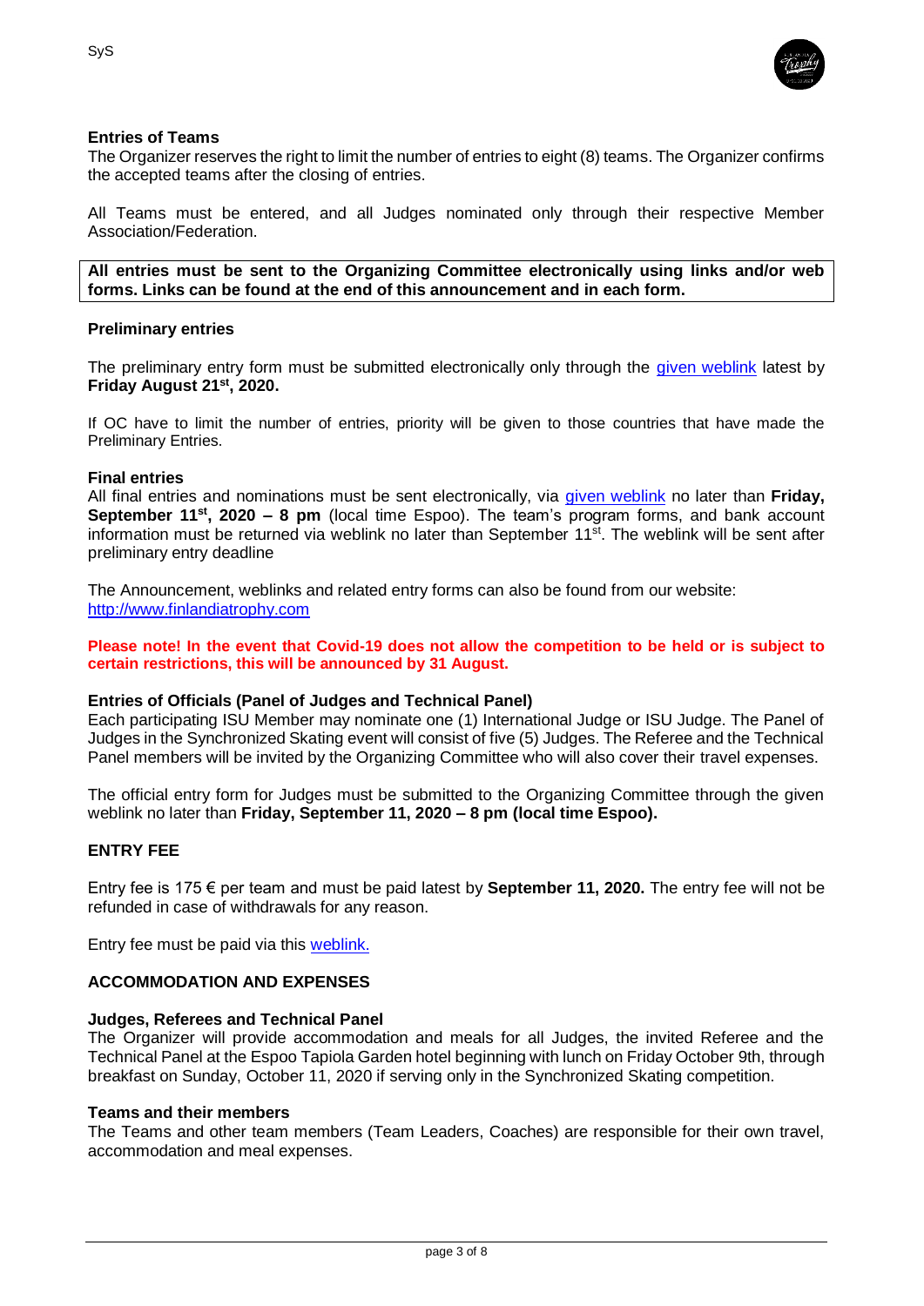**Entries of Teams**

The Organizer reserves the right to limit the number of entries to eight (8) teams. The Organizer confirms the accepted teams after the closing of entries.

All Teams must be entered, and all Judges nominated only through their respective Member Association/Federation.

**All entries must be sent to the Organizing Committee electronically using links and/or web forms. Links can be found at the end of this announcement and in each form.**

**Preliminary entries**

The preliminary entry form must be submitted electronically only through the given weblink latest by **Friday August 21st, 2020.**

If OC have to limit the number of entries, priority will be given to those countries that have made the Preliminary Entries.

**Final entries**

All final entries and nominations must be sent electronically, via given weblink no later than **Friday, September 11st, 2020 – 8 pm** (local time Espoo). The team's program forms, and bank account information must be returned via weblink no later than September 11st. The weblink will be sent after preliminary entry deadline

The Announcement, weblinks and related entry forms can also be found from our website: http://www.finlandiatrophy.com

**Please note! In the event that Covid-19 does not allow the competition to be held or is subject to certain restrictions, this will be announced by 31 August.**

**Entries of Officials (Panel of Judges and Technical Panel)**

Each participating ISU Member may nominate one (1) International Judge or ISU Judge. The Panel of Judges in the Synchronized Skating event will consist of five (5) Judges. The Referee and the Technical Panel members will be invited by the Organizing Committee who will also cover their travel expenses.

The official entry form for Judges must be submitted to the Organizing Committee through the given weblink no later than **Friday, September 11, 2020 – 8 pm (local time Espoo).**

## ENTRY FEE

Entry fee is 175 € per team and must be paid latest by **September 11, 2020.** The entry fee will not be refunded in case of withdrawals for any reason.

Entry fee must be paid via this weblink.

## ACCOMMODATION AND EXPENSES

**Judges, Referees and Technical Panel**

The Organizer will provide accommodation and meals for all Judges, the invited Referee and the Technical Panel at the Espoo Tapiola Garden hotel beginning with lunch on Friday October 9th, through breakfast on Sunday, October 11, 2020 if serving only in the Synchronized Skating competition.

**Teams and their members**

The Teams and other team members (Team Leaders, Coaches) are responsible for their own travel, accommodation and meal expenses.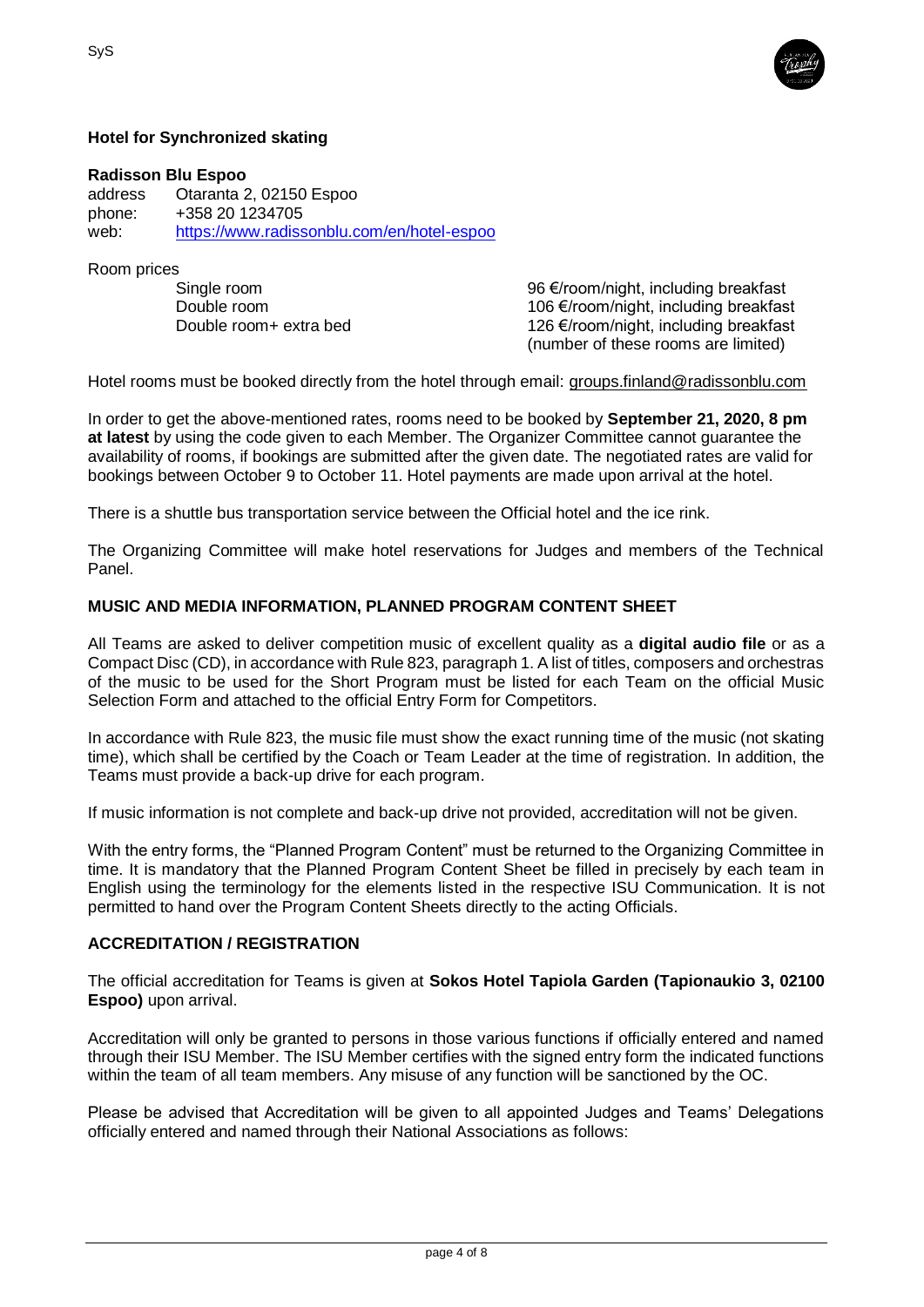**Hotel for Synchronized skating**

**Radisson Blu Espoo**

address Otaranta 2, 02150 Espoo
phone: +358 20 1234705
web: https://www.radissonblu.com/en/hotel-espoo

Room prices

| | |
|---|---|
| Single room | 96 €/room/night, including breakfast |
| Double room | 106 €/room/night, including breakfast |
| Double room+ extra bed | 126 €/room/night, including breakfast (number of these rooms are limited) |

Hotel rooms must be booked directly from the hotel through email: groups.finland@radissonblu.com

In order to get the above-mentioned rates, rooms need to be booked by **September 21, 2020, 8 pm at latest** by using the code given to each Member. The Organizer Committee cannot guarantee the availability of rooms, if bookings are submitted after the given date. The negotiated rates are valid for bookings between October 9 to October 11. Hotel payments are made upon arrival at the hotel.

There is a shuttle bus transportation service between the Official hotel and the ice rink.

The Organizing Committee will make hotel reservations for Judges and members of the Technical Panel.

**MUSIC AND MEDIA INFORMATION, PLANNED PROGRAM CONTENT SHEET**

All Teams are asked to deliver competition music of excellent quality as a **digital audio file** or as a Compact Disc (CD), in accordance with Rule 823, paragraph 1. A list of titles, composers and orchestras of the music to be used for the Short Program must be listed for each Team on the official Music Selection Form and attached to the official Entry Form for Competitors.

In accordance with Rule 823, the music file must show the exact running time of the music (not skating time), which shall be certified by the Coach or Team Leader at the time of registration. In addition, the Teams must provide a back-up drive for each program.

If music information is not complete and back-up drive not provided, accreditation will not be given.

With the entry forms, the "Planned Program Content" must be returned to the Organizing Committee in time. It is mandatory that the Planned Program Content Sheet be filled in precisely by each team in English using the terminology for the elements listed in the respective ISU Communication. It is not permitted to hand over the Program Content Sheets directly to the acting Officials.

**ACCREDITATION / REGISTRATION**

The official accreditation for Teams is given at **Sokos Hotel Tapiola Garden (Tapionaukio 3, 02100 Espoo)** upon arrival.

Accreditation will only be granted to persons in those various functions if officially entered and named through their ISU Member. The ISU Member certifies with the signed entry form the indicated functions within the team of all team members. Any misuse of any function will be sanctioned by the OC.

Please be advised that Accreditation will be given to all appointed Judges and Teams' Delegations officially entered and named through their National Associations as follows: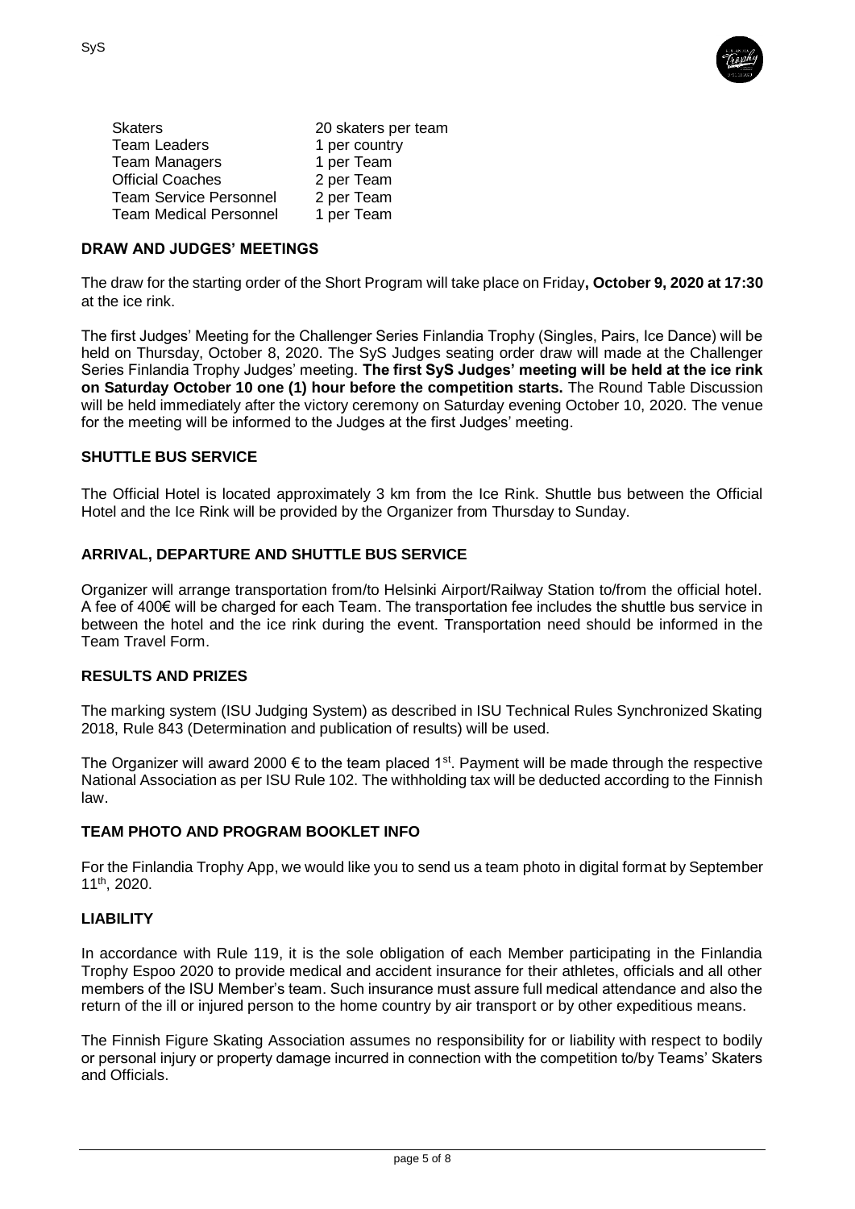| | |
|---|---|
| Skaters | 20 skaters per team |
| Team Leaders | 1 per country |
| Team Managers | 1 per Team |
| Official Coaches | 2 per Team |
| Team Service Personnel | 2 per Team |
| Team Medical Personnel | 1 per Team |

## DRAW AND JUDGES' MEETINGS

The draw for the starting order of the Short Program will take place on Friday**, October 9, 2020 at 17:30** at the ice rink.

The first Judges' Meeting for the Challenger Series Finlandia Trophy (Singles, Pairs, Ice Dance) will be held on Thursday, October 8, 2020. The SyS Judges seating order draw will made at the Challenger Series Finlandia Trophy Judges' meeting. **The first SyS Judges' meeting will be held at the ice rink on Saturday October 10 one (1) hour before the competition starts.** The Round Table Discussion will be held immediately after the victory ceremony on Saturday evening October 10, 2020. The venue for the meeting will be informed to the Judges at the first Judges' meeting.

## SHUTTLE BUS SERVICE

The Official Hotel is located approximately 3 km from the Ice Rink. Shuttle bus between the Official Hotel and the Ice Rink will be provided by the Organizer from Thursday to Sunday.

## ARRIVAL, DEPARTURE AND SHUTTLE BUS SERVICE

Organizer will arrange transportation from/to Helsinki Airport/Railway Station to/from the official hotel. A fee of 400€ will be charged for each Team. The transportation fee includes the shuttle bus service in between the hotel and the ice rink during the event. Transportation need should be informed in the Team Travel Form.

## RESULTS AND PRIZES

The marking system (ISU Judging System) as described in ISU Technical Rules Synchronized Skating 2018, Rule 843 (Determination and publication of results) will be used.

The Organizer will award 2000 € to the team placed 1st. Payment will be made through the respective National Association as per ISU Rule 102. The withholding tax will be deducted according to the Finnish law.

## TEAM PHOTO AND PROGRAM BOOKLET INFO

For the Finlandia Trophy App, we would like you to send us a team photo in digital format by September 11th, 2020.

## LIABILITY

In accordance with Rule 119, it is the sole obligation of each Member participating in the Finlandia Trophy Espoo 2020 to provide medical and accident insurance for their athletes, officials and all other members of the ISU Member's team. Such insurance must assure full medical attendance and also the return of the ill or injured person to the home country by air transport or by other expeditious means.

The Finnish Figure Skating Association assumes no responsibility for or liability with respect to bodily or personal injury or property damage incurred in connection with the competition to/by Teams' Skaters and Officials.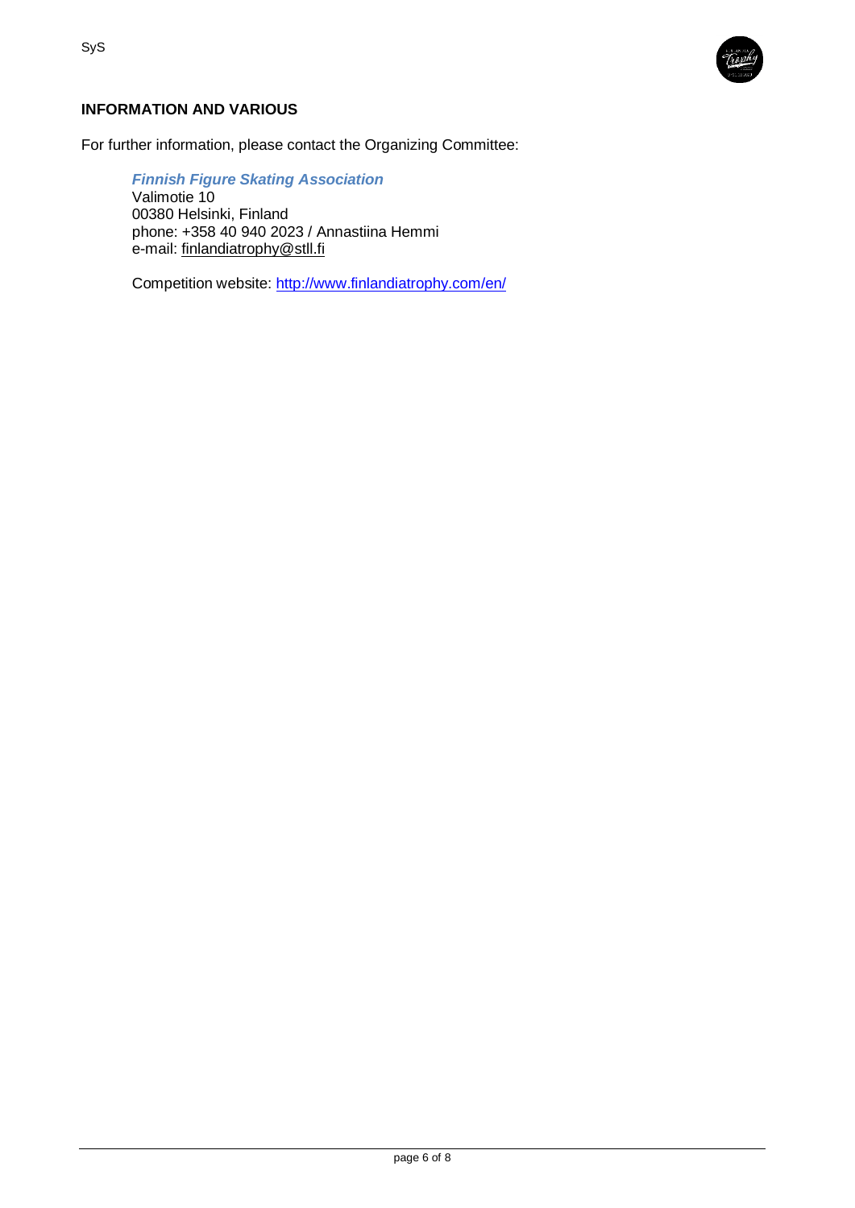## INFORMATION AND VARIOUS

For further information, please contact the Organizing Committee:

> ***Finnish Figure Skating Association***
> Valimotie 10
> 00380 Helsinki, Finland
> phone: +358 40 940 2023 / Annastiina Hemmi
> e-mail: finlandiatrophy@stll.fi
>
> Competition website: http://www.finlandiatrophy.com/en/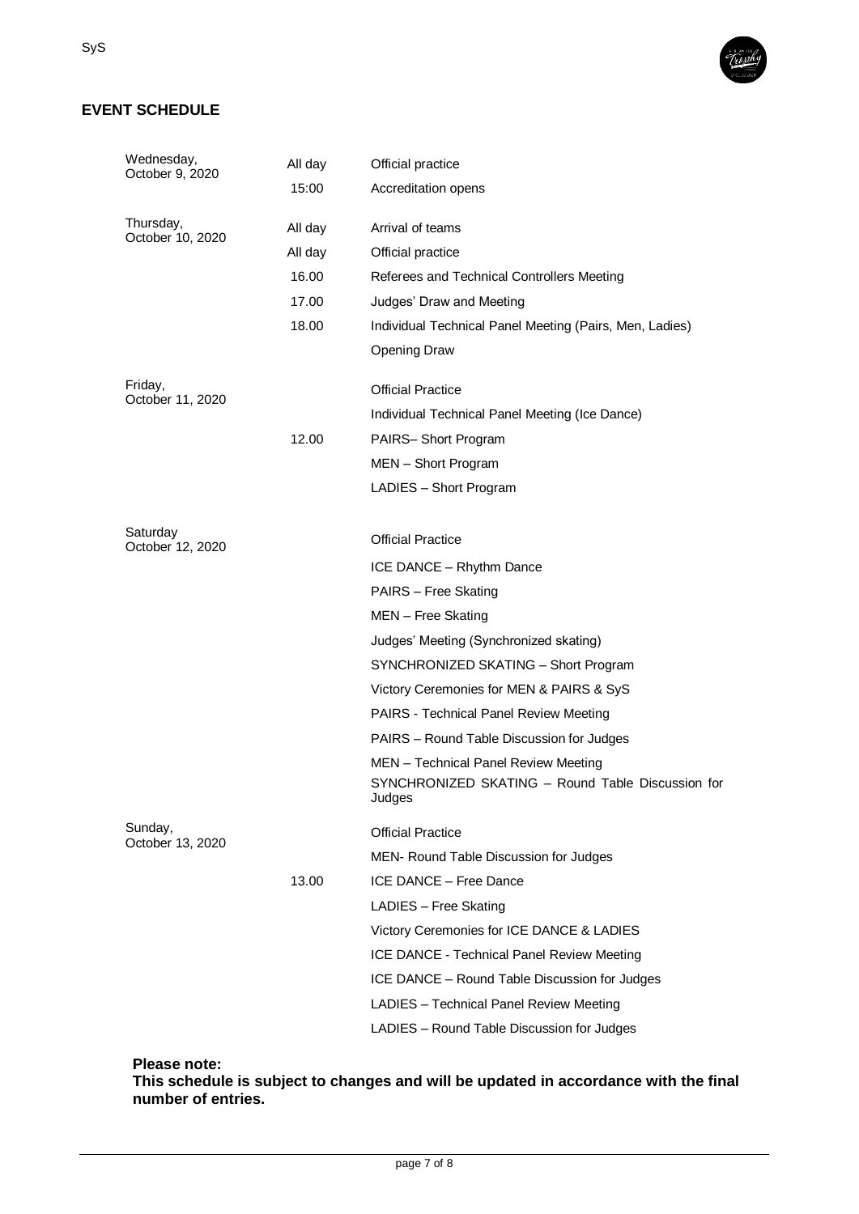## EVENT SCHEDULE

| | | |
|---|---|---|
| Wednesday, October 9, 2020 | All day | Official practice |
| | 15:00 | Accreditation opens |
| Thursday, October 10, 2020 | All day | Arrival of teams |
| | All day | Official practice |
| | 16.00 | Referees and Technical Controllers Meeting |
| | 17.00 | Judges' Draw and Meeting |
| | 18.00 | Individual Technical Panel Meeting (Pairs, Men, Ladies) |
| | | Opening Draw |
| Friday, October 11, 2020 | | Official Practice |
| | | Individual Technical Panel Meeting (Ice Dance) |
| | 12.00 | PAIRS– Short Program |
| | | MEN – Short Program |
| | | LADIES – Short Program |
| Saturday October 12, 2020 | | Official Practice |
| | | ICE DANCE – Rhythm Dance |
| | | PAIRS – Free Skating |
| | | MEN – Free Skating |
| | | Judges' Meeting (Synchronized skating) |
| | | SYNCHRONIZED SKATING – Short Program |
| | | Victory Ceremonies for MEN & PAIRS & SyS |
| | | PAIRS - Technical Panel Review Meeting |
| | | PAIRS – Round Table Discussion for Judges |
| | | MEN – Technical Panel Review Meeting |
| | | SYNCHRONIZED SKATING – Round Table Discussion for Judges |
| Sunday, October 13, 2020 | | Official Practice |
| | | MEN- Round Table Discussion for Judges |
| | 13.00 | ICE DANCE – Free Dance |
| | | LADIES – Free Skating |
| | | Victory Ceremonies for ICE DANCE & LADIES |
| | | ICE DANCE - Technical Panel Review Meeting |
| | | ICE DANCE – Round Table Discussion for Judges |
| | | LADIES – Technical Panel Review Meeting |
| | | LADIES – Round Table Discussion for Judges |

**Please note:**
**This schedule is subject to changes and will be updated in accordance with the final number of entries.**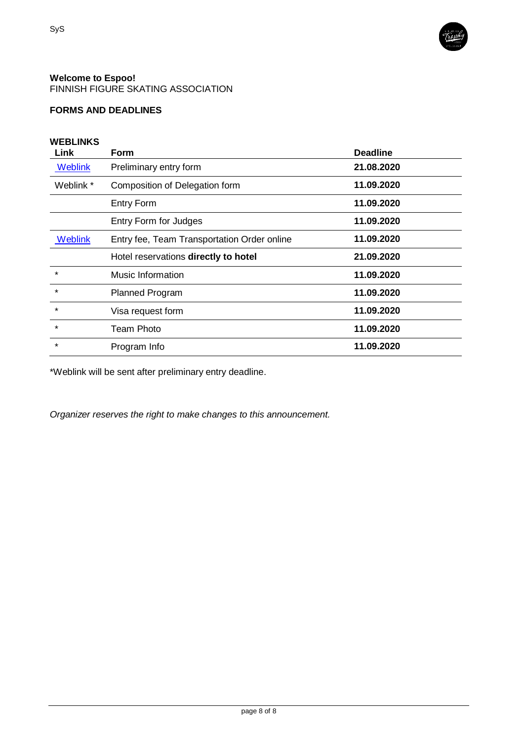**Welcome to Espoo!**
FINNISH FIGURE SKATING ASSOCIATION

**FORMS AND DEADLINES**

**WEBLINKS**

| Link | Form | Deadline |
|---|---|---|
| Weblink | Preliminary entry form | **21.08.2020** |
| Weblink * | Composition of Delegation form | **11.09.2020** |
| | Entry Form | **11.09.2020** |
| | Entry Form for Judges | **11.09.2020** |
| Weblink | Entry fee, Team Transportation Order online | **11.09.2020** |
| | Hotel reservations **directly to hotel** | **21.09.2020** |
| * | Music Information | **11.09.2020** |
| * | Planned Program | **11.09.2020** |
| * | Visa request form | **11.09.2020** |
| * | Team Photo | **11.09.2020** |
| * | Program Info | **11.09.2020** |

*Weblink will be sent after preliminary entry deadline.

*Organizer reserves the right to make changes to this announcement.*